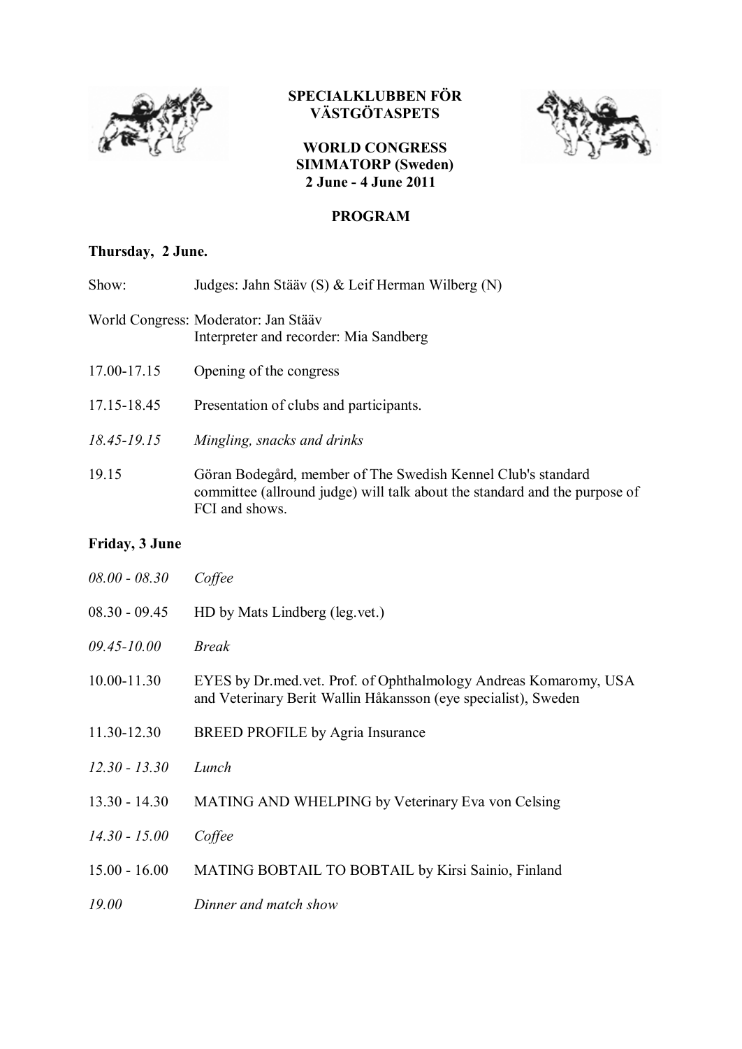**SPECIALKLUBBEN FÖR VÄSTGÖTASPETS**

**WORLD CONGRESS**
**SIMMATORP (Sweden)**
**2 June - 4 June 2011**

**PROGRAM**

**Thursday, 2 June.**

Show: Judges: Jahn Stääv (S) & Leif Herman Wilberg (N)

World Congress: Moderator: Jan Stääv
Interpreter and recorder: Mia Sandberg

17.00-17.15 Opening of the congress

17.15-18.45 Presentation of clubs and participants.

*18.45-19.15 Mingling, snacks and drinks*

19.15 Göran Bodegård, member of The Swedish Kennel Club's standard committee (allround judge) will talk about the standard and the purpose of FCI and shows.

**Friday, 3 June**

*08.00 - 08.30 Coffee*

08.30 - 09.45 HD by Mats Lindberg (leg.vet.)

*09.45-10.00 Break*

10.00-11.30 EYES by Dr.med.vet. Prof. of Ophthalmology Andreas Komaromy, USA and Veterinary Berit Wallin Håkansson (eye specialist), Sweden

11.30-12.30 BREED PROFILE by Agria Insurance

*12.30 - 13.30 Lunch*

13.30 - 14.30 MATING AND WHELPING by Veterinary Eva von Celsing

*14.30 - 15.00 Coffee*

15.00 - 16.00 MATING BOBTAIL TO BOBTAIL by Kirsi Sainio, Finland

*19.00 Dinner and match show*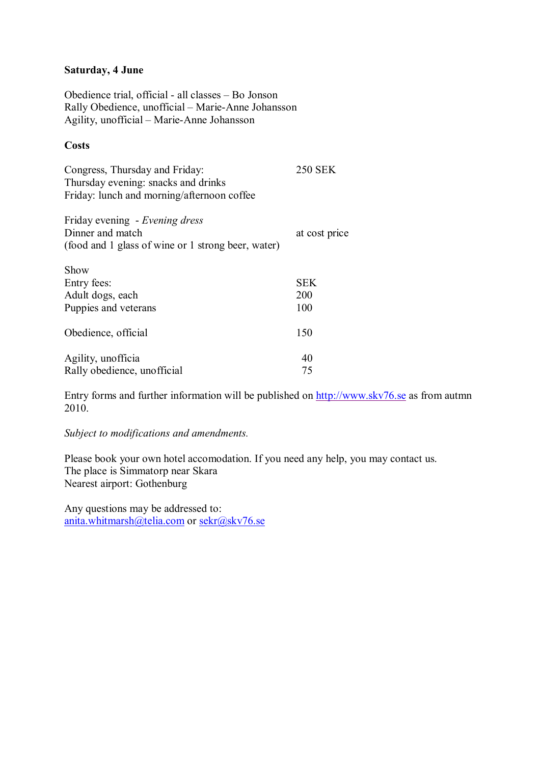**Saturday, 4 June**

Obedience trial, official - all classes – Bo Jonson
Rally Obedience, unofficial – Marie-Anne Johansson
Agility, unofficial – Marie-Anne Johansson

**Costs**

| | |
|---|---|
| Congress, Thursday and Friday:<br>Thursday evening: snacks and drinks<br>Friday: lunch and morning/afternoon coffee | 250 SEK |
| Friday evening - *Evening dress*<br>Dinner and match<br>(food and 1 glass of wine or 1 strong beer, water) | at cost price |
| Show<br>Entry fees: | SEK |
| Adult dogs, each | 200 |
| Puppies and veterans | 100 |
| Obedience, official | 150 |
| Agility, unofficia | 40 |
| Rally obedience, unofficial | 75 |

Entry forms and further information will be published on http://www.skv76.se as from autmn 2010.

*Subject to modifications and amendments.*

Please book your own hotel accomodation. If you need any help, you may contact us.
The place is Simmatorp near Skara
Nearest airport: Gothenburg

Any questions may be addressed to:
anita.whitmarsh@telia.com or sekr@skv76.se